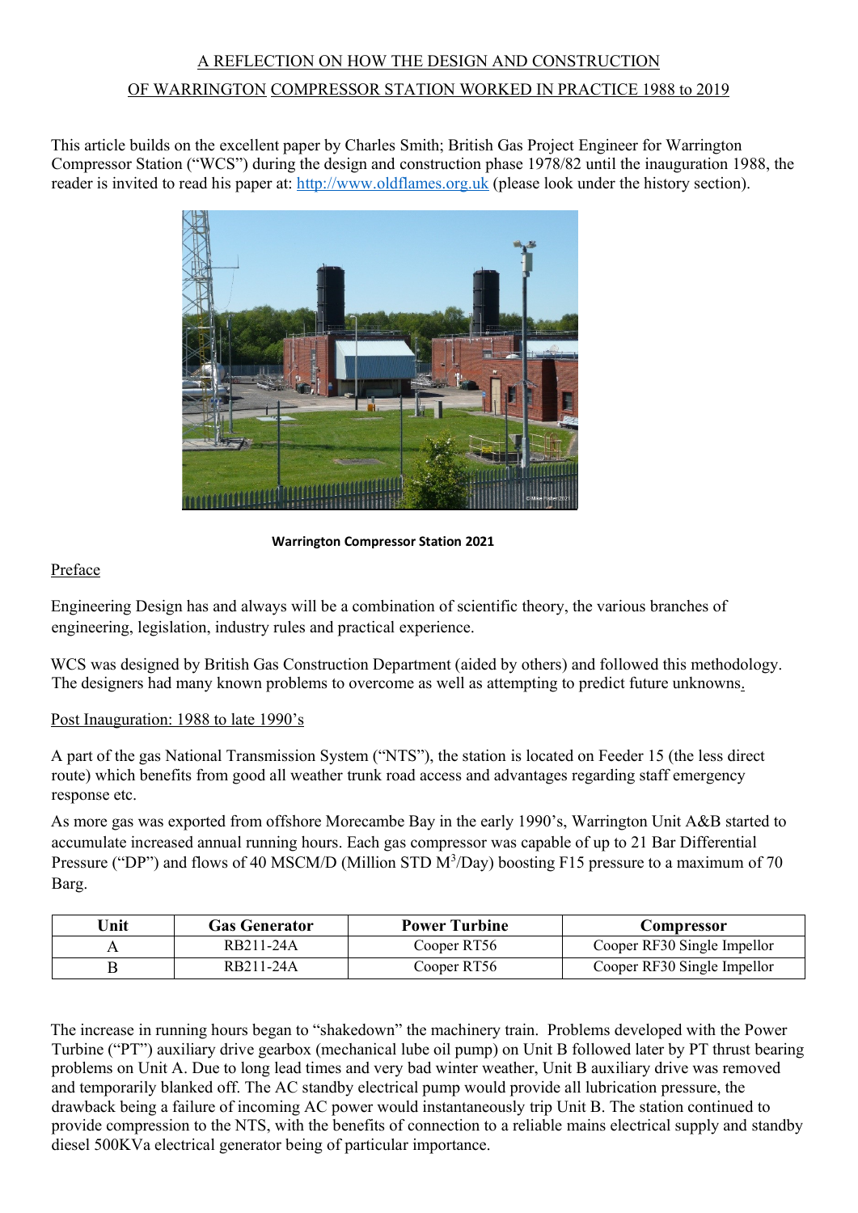# A REFLECTION ON HOW THE DESIGN AND CONSTRUCTION OF WARRINGTON COMPRESSOR STATION WORKED IN PRACTICE 1988 to 2019

This article builds on the excellent paper by Charles Smith; British Gas Project Engineer for Warrington Compressor Station ("WCS") during the design and construction phase 1978/82 until the inauguration 1988, the reader is invited to read his paper at: http://www.oldflames.org.uk (please look under the history section).

**Warrington Compressor Station 2021**

## Preface

Engineering Design has and always will be a combination of scientific theory, the various branches of engineering, legislation, industry rules and practical experience.

WCS was designed by British Gas Construction Department (aided by others) and followed this methodology. The designers had many known problems to overcome as well as attempting to predict future unknowns.

## Post Inauguration: 1988 to late 1990's

A part of the gas National Transmission System ("NTS"), the station is located on Feeder 15 (the less direct route) which benefits from good all weather trunk road access and advantages regarding staff emergency response etc.

As more gas was exported from offshore Morecambe Bay in the early 1990's, Warrington Unit A&B started to accumulate increased annual running hours. Each gas compressor was capable of up to 21 Bar Differential Pressure ("DP") and flows of 40 MSCM/D (Million STD $M^3$/Day) boosting F15 pressure to a maximum of 70 Barg.

| Unit | Gas Generator | Power Turbine | Compressor |
|---|---|---|---|
| A | RB211-24A | Cooper RT56 | Cooper RF30 Single Impellor |
| B | RB211-24A | Cooper RT56 | Cooper RF30 Single Impellor |

The increase in running hours began to "shakedown" the machinery train. Problems developed with the Power Turbine ("PT") auxiliary drive gearbox (mechanical lube oil pump) on Unit B followed later by PT thrust bearing problems on Unit A. Due to long lead times and very bad winter weather, Unit B auxiliary drive was removed and temporarily blanked off. The AC standby electrical pump would provide all lubrication pressure, the drawback being a failure of incoming AC power would instantaneously trip Unit B. The station continued to provide compression to the NTS, with the benefits of connection to a reliable mains electrical supply and standby diesel 500KVa electrical generator being of particular importance.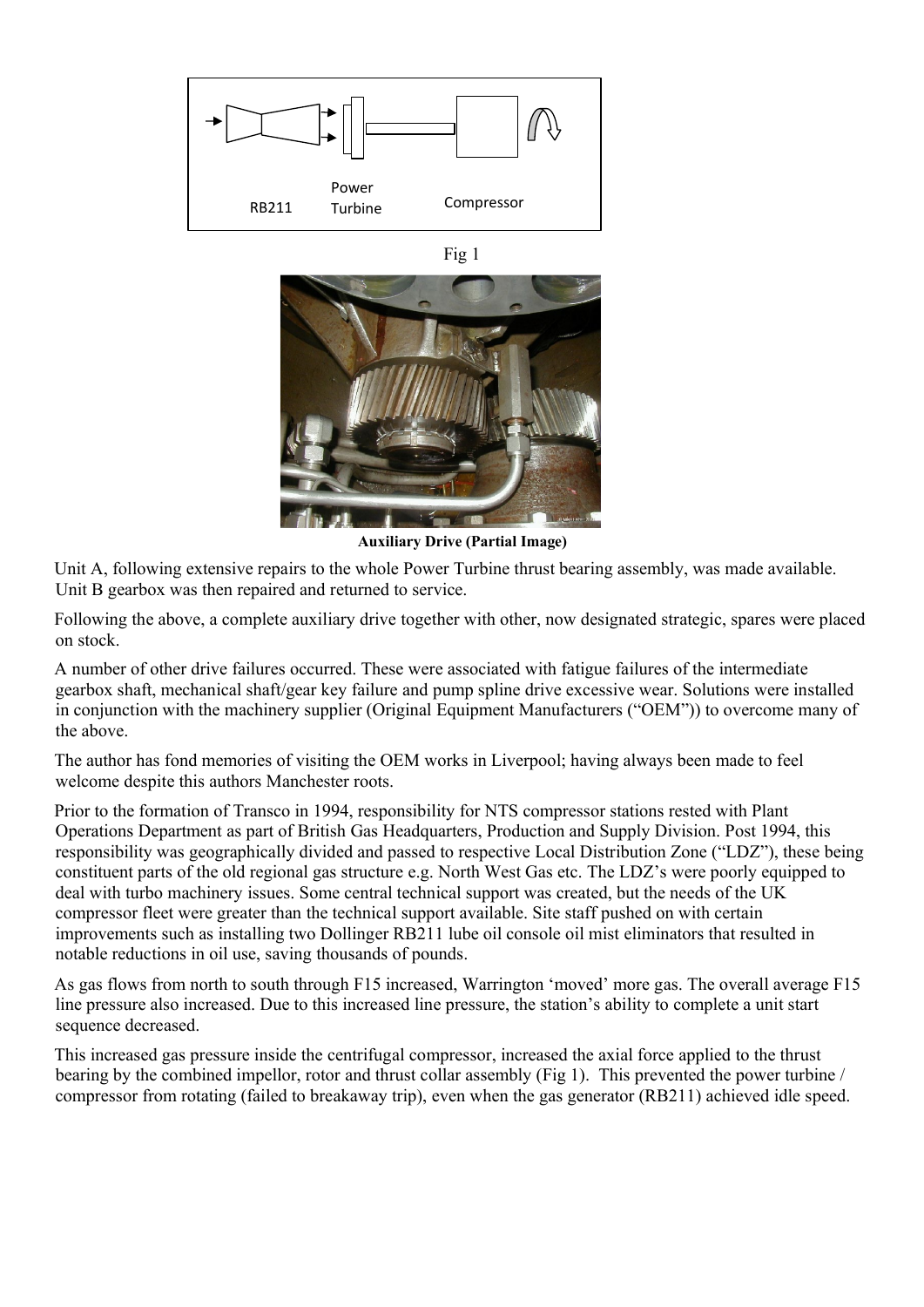Fig 1

**Auxiliary Drive (Partial Image)**

Unit A, following extensive repairs to the whole Power Turbine thrust bearing assembly, was made available. Unit B gearbox was then repaired and returned to service.

Following the above, a complete auxiliary drive together with other, now designated strategic, spares were placed on stock.

A number of other drive failures occurred. These were associated with fatigue failures of the intermediate gearbox shaft, mechanical shaft/gear key failure and pump spline drive excessive wear. Solutions were installed in conjunction with the machinery supplier (Original Equipment Manufacturers ("OEM")) to overcome many of the above.

The author has fond memories of visiting the OEM works in Liverpool; having always been made to feel welcome despite this authors Manchester roots.

Prior to the formation of Transco in 1994, responsibility for NTS compressor stations rested with Plant Operations Department as part of British Gas Headquarters, Production and Supply Division. Post 1994, this responsibility was geographically divided and passed to respective Local Distribution Zone ("LDZ"), these being constituent parts of the old regional gas structure e.g. North West Gas etc. The LDZ's were poorly equipped to deal with turbo machinery issues. Some central technical support was created, but the needs of the UK compressor fleet were greater than the technical support available. Site staff pushed on with certain improvements such as installing two Dollinger RB211 lube oil console oil mist eliminators that resulted in notable reductions in oil use, saving thousands of pounds.

As gas flows from north to south through F15 increased, Warrington 'moved' more gas. The overall average F15 line pressure also increased. Due to this increased line pressure, the station's ability to complete a unit start sequence decreased.

This increased gas pressure inside the centrifugal compressor, increased the axial force applied to the thrust bearing by the combined impellor, rotor and thrust collar assembly (Fig 1). This prevented the power turbine / compressor from rotating (failed to breakaway trip), even when the gas generator (RB211) achieved idle speed.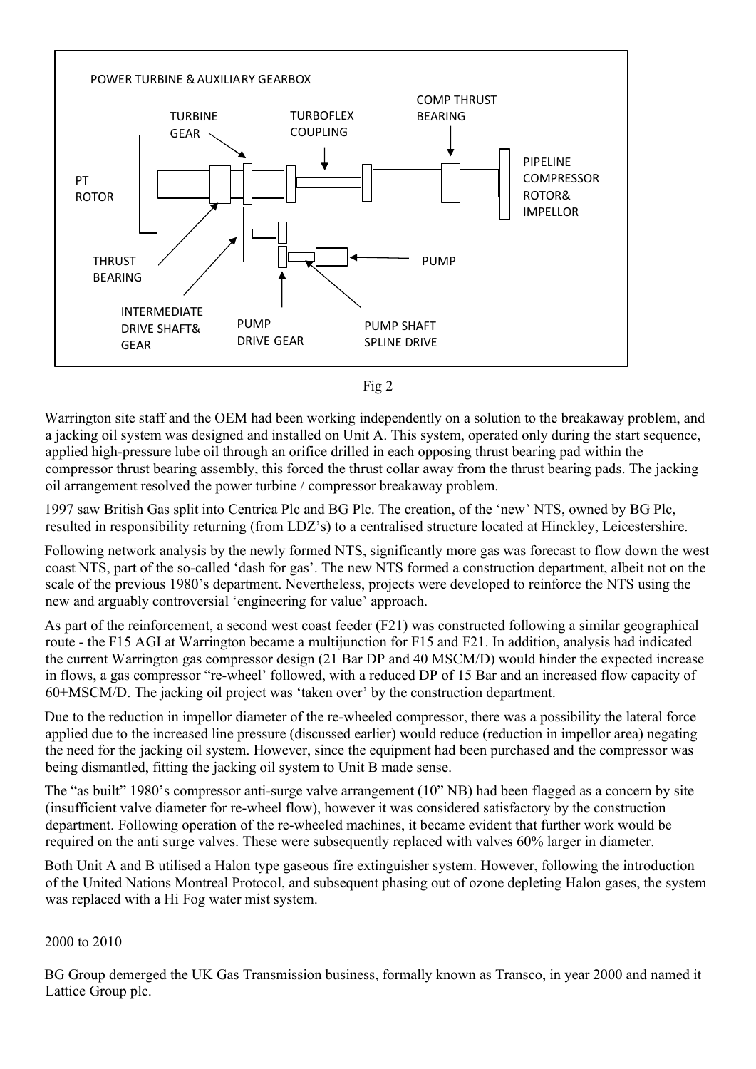POWER TURBINE & AUXILIARY GEARBOX

TURBINE GEAR

TURBOFLEX COUPLING

COMP THRUST BEARING

PT ROTOR

PIPELINE COMPRESSOR ROTOR& IMPELLOR

THRUST BEARING

PUMP

INTERMEDIATE DRIVE SHAFT& GEAR

PUMP DRIVE GEAR

PUMP SHAFT SPLINE DRIVE

Fig 2

Warrington site staff and the OEM had been working independently on a solution to the breakaway problem, and a jacking oil system was designed and installed on Unit A. This system, operated only during the start sequence, applied high-pressure lube oil through an orifice drilled in each opposing thrust bearing pad within the compressor thrust bearing assembly, this forced the thrust collar away from the thrust bearing pads. The jacking oil arrangement resolved the power turbine / compressor breakaway problem.

1997 saw British Gas split into Centrica Plc and BG Plc. The creation, of the 'new' NTS, owned by BG Plc, resulted in responsibility returning (from LDZ's) to a centralised structure located at Hinckley, Leicestershire.

Following network analysis by the newly formed NTS, significantly more gas was forecast to flow down the west coast NTS, part of the so-called 'dash for gas'. The new NTS formed a construction department, albeit not on the scale of the previous 1980's department. Nevertheless, projects were developed to reinforce the NTS using the new and arguably controversial 'engineering for value' approach.

As part of the reinforcement, a second west coast feeder (F21) was constructed following a similar geographical route - the F15 AGI at Warrington became a multijunction for F15 and F21. In addition, analysis had indicated the current Warrington gas compressor design (21 Bar DP and 40 MSCM/D) would hinder the expected increase in flows, a gas compressor "re-wheel' followed, with a reduced DP of 15 Bar and an increased flow capacity of 60+MSCM/D. The jacking oil project was 'taken over' by the construction department.

Due to the reduction in impellor diameter of the re-wheeled compressor, there was a possibility the lateral force applied due to the increased line pressure (discussed earlier) would reduce (reduction in impellor area) negating the need for the jacking oil system. However, since the equipment had been purchased and the compressor was being dismantled, fitting the jacking oil system to Unit B made sense.

The "as built" 1980's compressor anti-surge valve arrangement (10" NB) had been flagged as a concern by site (insufficient valve diameter for re-wheel flow), however it was considered satisfactory by the construction department. Following operation of the re-wheeled machines, it became evident that further work would be required on the anti surge valves. These were subsequently replaced with valves 60% larger in diameter.

Both Unit A and B utilised a Halon type gaseous fire extinguisher system. However, following the introduction of the United Nations Montreal Protocol, and subsequent phasing out of ozone depleting Halon gases, the system was replaced with a Hi Fog water mist system.

2000 to 2010

BG Group demerged the UK Gas Transmission business, formally known as Transco, in year 2000 and named it Lattice Group plc.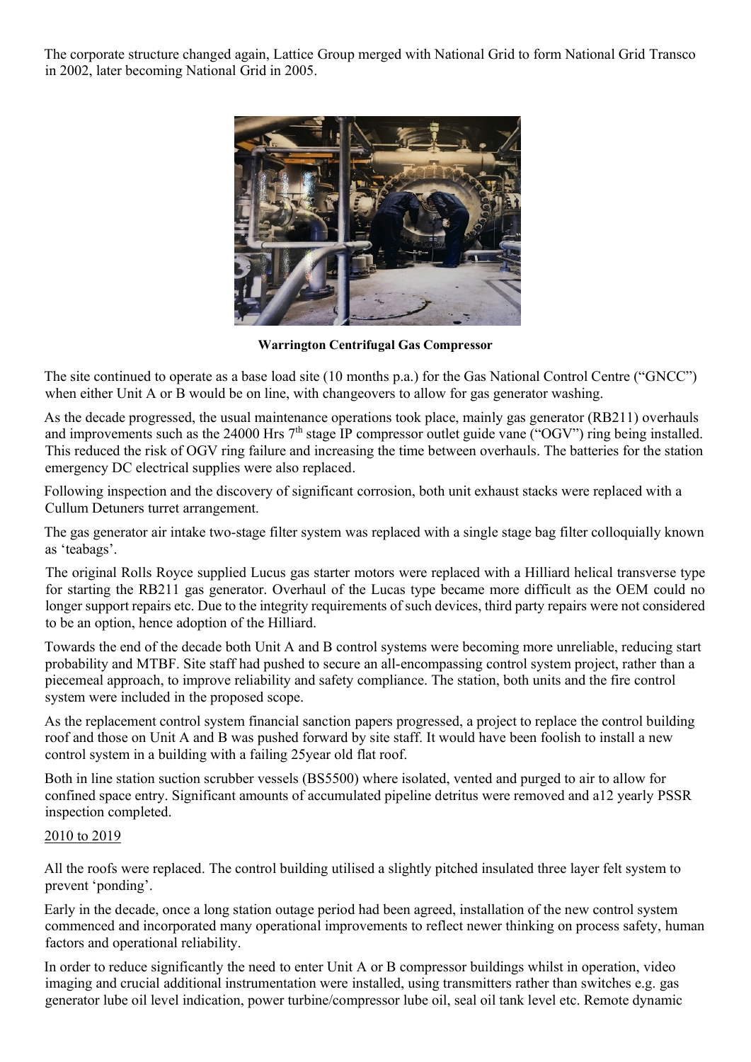The corporate structure changed again, Lattice Group merged with National Grid to form National Grid Transco in 2002, later becoming National Grid in 2005.

**Warrington Centrifugal Gas Compressor**

The site continued to operate as a base load site (10 months p.a.) for the Gas National Control Centre ("GNCC") when either Unit A or B would be on line, with changeovers to allow for gas generator washing.

As the decade progressed, the usual maintenance operations took place, mainly gas generator (RB211) overhauls and improvements such as the 24000 Hrs 7th stage IP compressor outlet guide vane ("OGV") ring being installed. This reduced the risk of OGV ring failure and increasing the time between overhauls. The batteries for the station emergency DC electrical supplies were also replaced.

Following inspection and the discovery of significant corrosion, both unit exhaust stacks were replaced with a Cullum Detuners turret arrangement.

The gas generator air intake two-stage filter system was replaced with a single stage bag filter colloquially known as 'teabags'.

The original Rolls Royce supplied Lucus gas starter motors were replaced with a Hilliard helical transverse type for starting the RB211 gas generator. Overhaul of the Lucas type became more difficult as the OEM could no longer support repairs etc. Due to the integrity requirements of such devices, third party repairs were not considered to be an option, hence adoption of the Hilliard.

Towards the end of the decade both Unit A and B control systems were becoming more unreliable, reducing start probability and MTBF. Site staff had pushed to secure an all-encompassing control system project, rather than a piecemeal approach, to improve reliability and safety compliance. The station, both units and the fire control system were included in the proposed scope.

As the replacement control system financial sanction papers progressed, a project to replace the control building roof and those on Unit A and B was pushed forward by site staff. It would have been foolish to install a new control system in a building with a failing 25year old flat roof.

Both in line station suction scrubber vessels (BS5500) where isolated, vented and purged to air to allow for confined space entry. Significant amounts of accumulated pipeline detritus were removed and a12 yearly PSSR inspection completed.

2010 to 2019

All the roofs were replaced. The control building utilised a slightly pitched insulated three layer felt system to prevent 'ponding'.

Early in the decade, once a long station outage period had been agreed, installation of the new control system commenced and incorporated many operational improvements to reflect newer thinking on process safety, human factors and operational reliability.

In order to reduce significantly the need to enter Unit A or B compressor buildings whilst in operation, video imaging and crucial additional instrumentation were installed, using transmitters rather than switches e.g. gas generator lube oil level indication, power turbine/compressor lube oil, seal oil tank level etc. Remote dynamic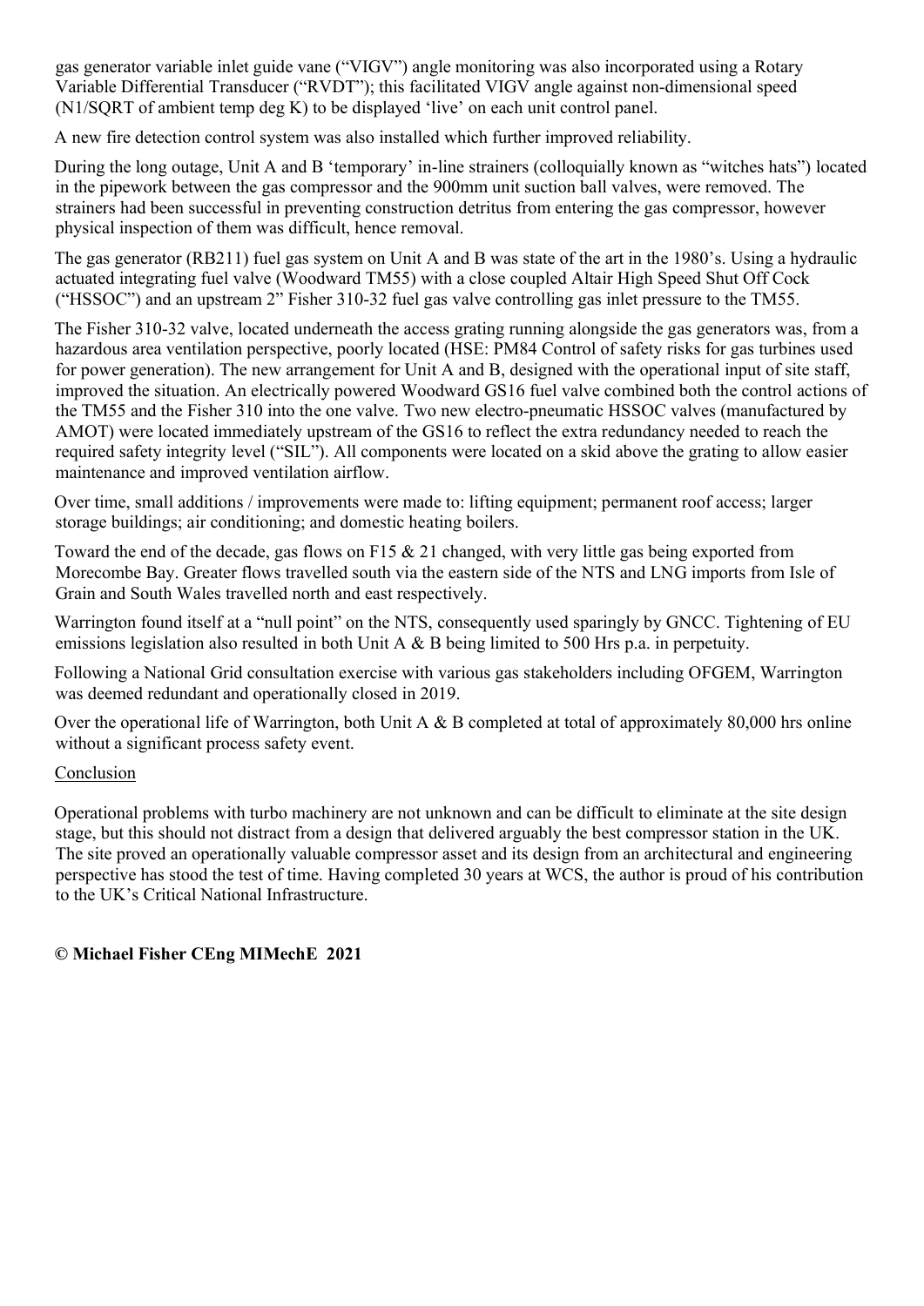gas generator variable inlet guide vane ("VIGV") angle monitoring was also incorporated using a Rotary Variable Differential Transducer ("RVDT"); this facilitated VIGV angle against non-dimensional speed (N1/SQRT of ambient temp deg K) to be displayed 'live' on each unit control panel.

A new fire detection control system was also installed which further improved reliability.

During the long outage, Unit A and B 'temporary' in-line strainers (colloquially known as "witches hats") located in the pipework between the gas compressor and the 900mm unit suction ball valves, were removed. The strainers had been successful in preventing construction detritus from entering the gas compressor, however physical inspection of them was difficult, hence removal.

The gas generator (RB211) fuel gas system on Unit A and B was state of the art in the 1980's. Using a hydraulic actuated integrating fuel valve (Woodward TM55) with a close coupled Altair High Speed Shut Off Cock ("HSSOC") and an upstream 2" Fisher 310-32 fuel gas valve controlling gas inlet pressure to the TM55.

The Fisher 310-32 valve, located underneath the access grating running alongside the gas generators was, from a hazardous area ventilation perspective, poorly located (HSE: PM84 Control of safety risks for gas turbines used for power generation). The new arrangement for Unit A and B, designed with the operational input of site staff, improved the situation. An electrically powered Woodward GS16 fuel valve combined both the control actions of the TM55 and the Fisher 310 into the one valve. Two new electro-pneumatic HSSOC valves (manufactured by AMOT) were located immediately upstream of the GS16 to reflect the extra redundancy needed to reach the required safety integrity level ("SIL"). All components were located on a skid above the grating to allow easier maintenance and improved ventilation airflow.

Over time, small additions / improvements were made to: lifting equipment; permanent roof access; larger storage buildings; air conditioning; and domestic heating boilers.

Toward the end of the decade, gas flows on F15 & 21 changed, with very little gas being exported from Morecombe Bay. Greater flows travelled south via the eastern side of the NTS and LNG imports from Isle of Grain and South Wales travelled north and east respectively.

Warrington found itself at a "null point" on the NTS, consequently used sparingly by GNCC. Tightening of EU emissions legislation also resulted in both Unit A & B being limited to 500 Hrs p.a. in perpetuity.

Following a National Grid consultation exercise with various gas stakeholders including OFGEM, Warrington was deemed redundant and operationally closed in 2019.

Over the operational life of Warrington, both Unit A & B completed at total of approximately 80,000 hrs online without a significant process safety event.

## Conclusion

Operational problems with turbo machinery are not unknown and can be difficult to eliminate at the site design stage, but this should not distract from a design that delivered arguably the best compressor station in the UK. The site proved an operationally valuable compressor asset and its design from an architectural and engineering perspective has stood the test of time. Having completed 30 years at WCS, the author is proud of his contribution to the UK's Critical National Infrastructure.

**© Michael Fisher CEng MIMechE 2021**